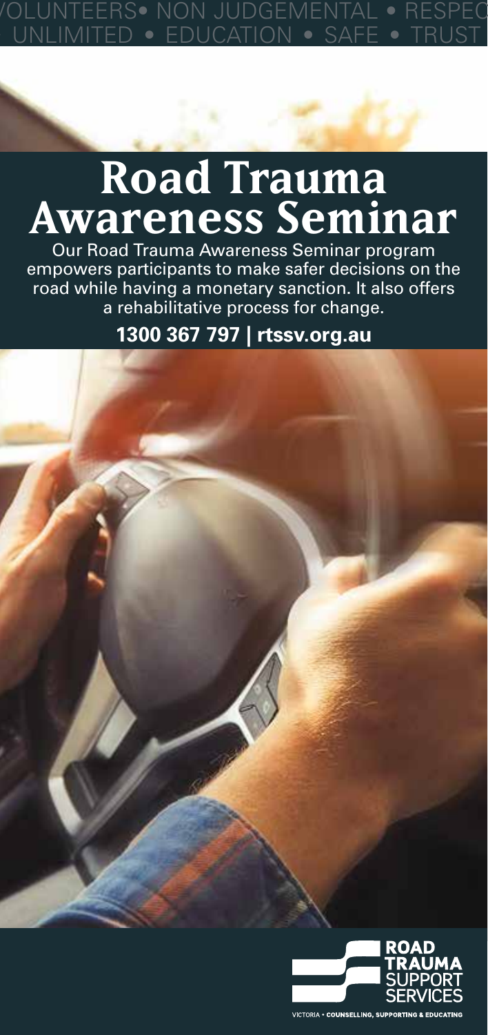VOLUNTEERS• NON JUDGEMENTAL • RESPEC
UNLIMITED • EDUCATION • SAFE • TRUST

# Road Trauma Awareness Seminar

Our Road Trauma Awareness Seminar program empowers participants to make safer decisions on the road while having a monetary sanction. It also offers a rehabilitative process for change.

**1300 367 797 | rtssv.org.au**

ROAD TRAUMA SUPPORT SERVICES

VICTORIA • COUNSELLING, SUPPORTING & EDUCATING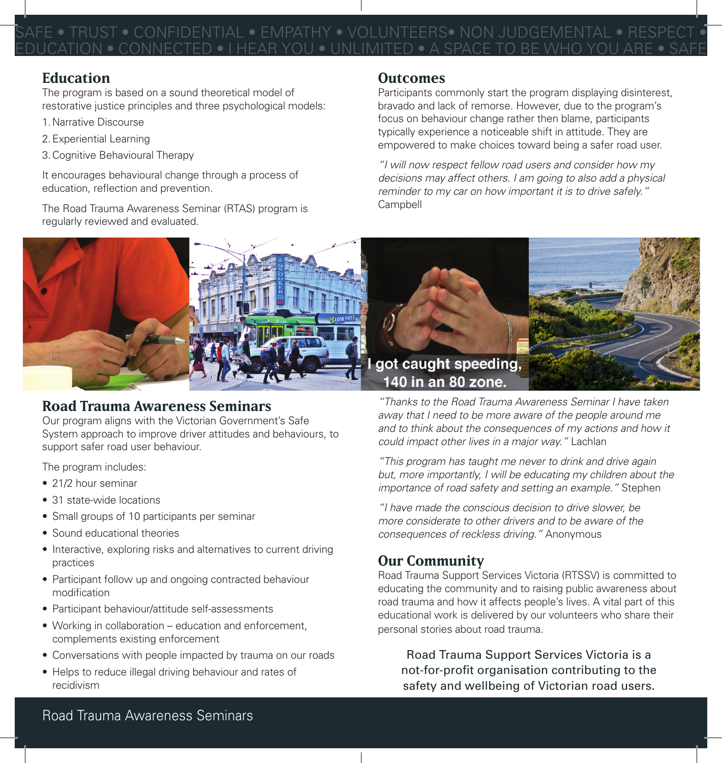SAFE • TRUST • CONFIDENTIAL • EMPATHY • VOLUNTEERS• NON JUDGEMENTAL • RESPECT • EDUCATION • CONNECTED • I HEAR YOU • UNLIMITED • A SPACE TO BE WHO YOU ARE • SAFE

## Education

The program is based on a sound theoretical model of restorative justice principles and three psychological models:

1. Narrative Discourse
2. Experiential Learning
3. Cognitive Behavioural Therapy

It encourages behavioural change through a process of education, reflection and prevention.

The Road Trauma Awareness Seminar (RTAS) program is regularly reviewed and evaluated.

## Outcomes

Participants commonly start the program displaying disinterest, bravado and lack of remorse. However, due to the program's focus on behaviour change rather then blame, participants typically experience a noticeable shift in attitude. They are empowered to make choices toward being a safer road user.

*"I will now respect fellow road users and consider how my decisions may affect others. I am going to also add a physical reminder to my car on how important it is to drive safely."* Campbell

I got caught speeding, 140 in an 80 zone.

## Road Trauma Awareness Seminars

Our program aligns with the Victorian Government's Safe System approach to improve driver attitudes and behaviours, to support safer road user behaviour.

The program includes:

- 21/2 hour seminar
- 31 state-wide locations
- Small groups of 10 participants per seminar
- Sound educational theories
- Interactive, exploring risks and alternatives to current driving practices
- Participant follow up and ongoing contracted behaviour modification
- Participant behaviour/attitude self-assessments
- Working in collaboration – education and enforcement, complements existing enforcement
- Conversations with people impacted by trauma on our roads
- Helps to reduce illegal driving behaviour and rates of recidivism

*"Thanks to the Road Trauma Awareness Seminar I have taken away that I need to be more aware of the people around me and to think about the consequences of my actions and how it could impact other lives in a major way."* Lachlan

*"This program has taught me never to drink and drive again but, more importantly, I will be educating my children about the importance of road safety and setting an example."* Stephen

*"I have made the conscious decision to drive slower, be more considerate to other drivers and to be aware of the consequences of reckless driving."* Anonymous

## Our Community

Road Trauma Support Services Victoria (RTSSV) is committed to educating the community and to raising public awareness about road trauma and how it affects people's lives. A vital part of this educational work is delivered by our volunteers who share their personal stories about road trauma.

Road Trauma Support Services Victoria is a not-for-profit organisation contributing to the safety and wellbeing of Victorian road users.

Road Trauma Awareness Seminars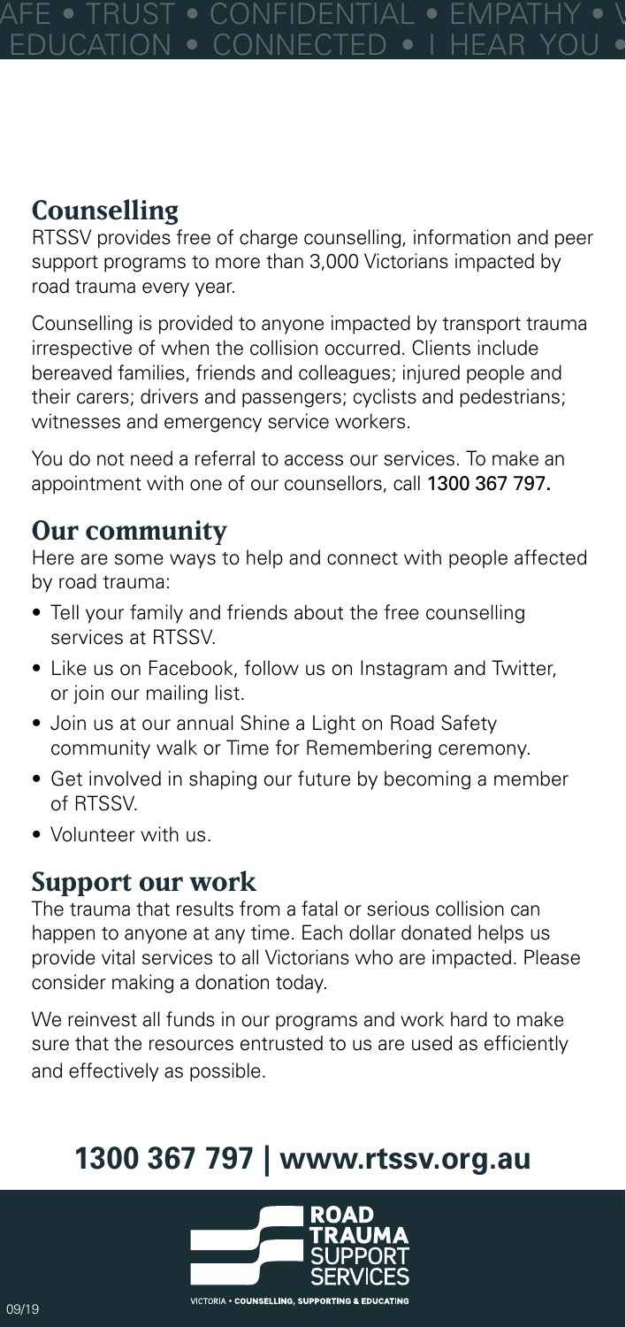AFE • TRUST • CONFIDENTIAL • EMPATHY • V
EDUCATION • CONNECTED • I HEAR YOU •

## Counselling

RTSSV provides free of charge counselling, information and peer support programs to more than 3,000 Victorians impacted by road trauma every year.

Counselling is provided to anyone impacted by transport trauma irrespective of when the collision occurred. Clients include bereaved families, friends and colleagues; injured people and their carers; drivers and passengers; cyclists and pedestrians; witnesses and emergency service workers.

You do not need a referral to access our services. To make an appointment with one of our counsellors, call **1300 367 797.**

## Our community

Here are some ways to help and connect with people affected by road trauma:

- Tell your family and friends about the free counselling services at RTSSV.
- Like us on Facebook, follow us on Instagram and Twitter, or join our mailing list.
- Join us at our annual Shine a Light on Road Safety community walk or Time for Remembering ceremony.
- Get involved in shaping our future by becoming a member of RTSSV.
- Volunteer with us.

## Support our work

The trauma that results from a fatal or serious collision can happen to anyone at any time. Each dollar donated helps us provide vital services to all Victorians who are impacted. Please consider making a donation today.

We reinvest all funds in our programs and work hard to make sure that the resources entrusted to us are used as efficiently and effectively as possible.

# 1300 367 797 | www.rtssv.org.au

ROAD TRAUMA SUPPORT SERVICES

VICTORIA • COUNSELLING, SUPPORTING & EDUCATING

09/19